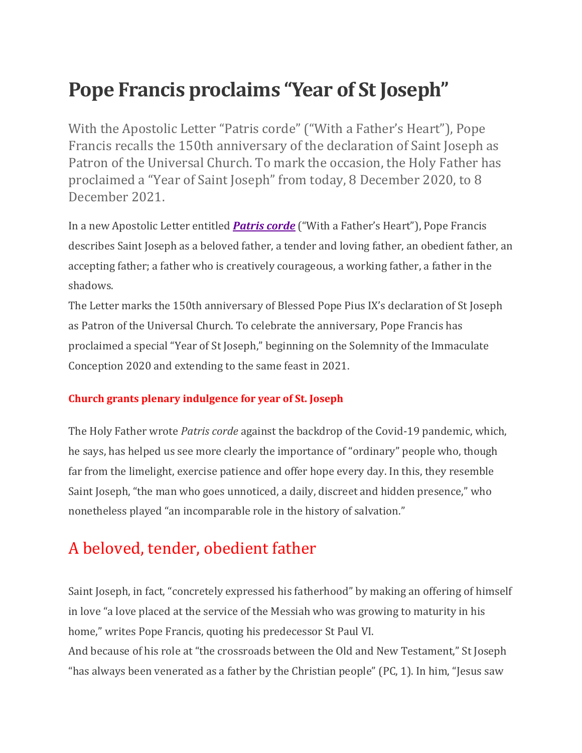# Pope Francis proclaims "Year of St Joseph"

With the Apostolic Letter "Patris corde" ("With a Father's Heart"), Pope Francis recalls the 150th anniversary of the declaration of Saint Joseph as Patron of the Universal Church. To mark the occasion, the Holy Father has proclaimed a "Year of Saint Joseph" from today, 8 December 2020, to 8 December 2021.

In a new Apostolic Letter entitled ***Patris corde*** ("With a Father's Heart"), Pope Francis describes Saint Joseph as a beloved father, a tender and loving father, an obedient father, an accepting father; a father who is creatively courageous, a working father, a father in the shadows.

The Letter marks the 150th anniversary of Blessed Pope Pius IX's declaration of St Joseph as Patron of the Universal Church. To celebrate the anniversary, Pope Francis has proclaimed a special "Year of St Joseph," beginning on the Solemnity of the Immaculate Conception 2020 and extending to the same feast in 2021.

**Church grants plenary indulgence for year of St. Joseph**

The Holy Father wrote *Patris corde* against the backdrop of the Covid-19 pandemic, which, he says, has helped us see more clearly the importance of "ordinary" people who, though far from the limelight, exercise patience and offer hope every day. In this, they resemble Saint Joseph, "the man who goes unnoticed, a daily, discreet and hidden presence," who nonetheless played "an incomparable role in the history of salvation."

## A beloved, tender, obedient father

Saint Joseph, in fact, "concretely expressed his fatherhood" by making an offering of himself in love "a love placed at the service of the Messiah who was growing to maturity in his home," writes Pope Francis, quoting his predecessor St Paul VI.

And because of his role at "the crossroads between the Old and New Testament," St Joseph "has always been venerated as a father by the Christian people" (PC, 1). In him, "Jesus saw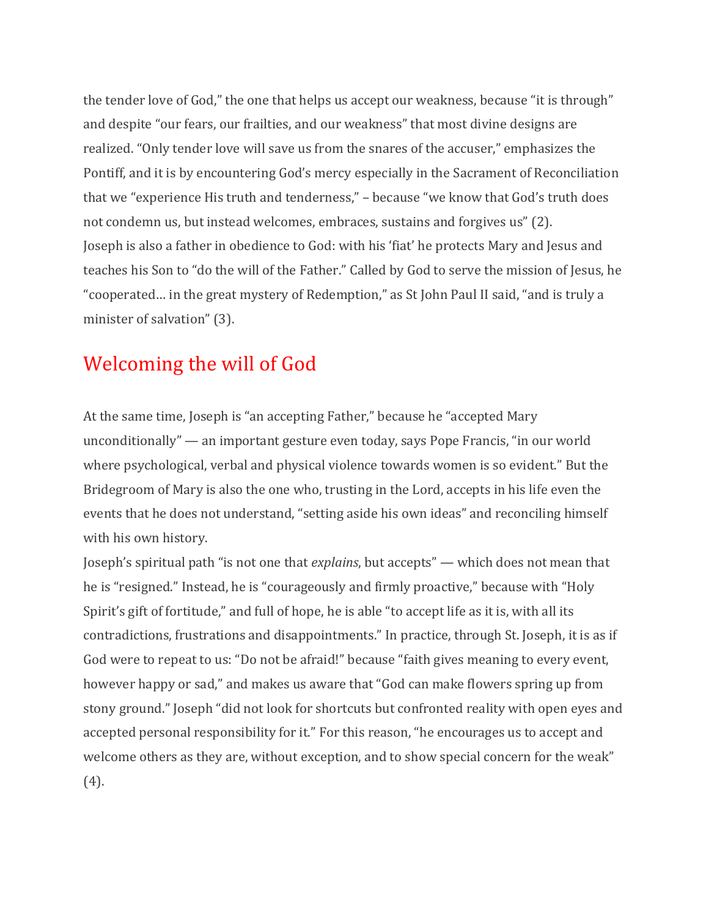the tender love of God," the one that helps us accept our weakness, because "it is through" and despite "our fears, our frailties, and our weakness" that most divine designs are realized. "Only tender love will save us from the snares of the accuser," emphasizes the Pontiff, and it is by encountering God's mercy especially in the Sacrament of Reconciliation that we "experience His truth and tenderness," – because "we know that God's truth does not condemn us, but instead welcomes, embraces, sustains and forgives us" (2).

Joseph is also a father in obedience to God: with his 'fiat' he protects Mary and Jesus and teaches his Son to "do the will of the Father." Called by God to serve the mission of Jesus, he "cooperated… in the great mystery of Redemption," as St John Paul II said, "and is truly a minister of salvation" (3).

## Welcoming the will of God

At the same time, Joseph is "an accepting Father," because he "accepted Mary unconditionally" — an important gesture even today, says Pope Francis, "in our world where psychological, verbal and physical violence towards women is so evident." But the Bridegroom of Mary is also the one who, trusting in the Lord, accepts in his life even the events that he does not understand, "setting aside his own ideas" and reconciling himself with his own history.

Joseph's spiritual path "is not one that *explains*, but accepts" — which does not mean that he is "resigned." Instead, he is "courageously and firmly proactive," because with "Holy Spirit's gift of fortitude," and full of hope, he is able "to accept life as it is, with all its contradictions, frustrations and disappointments." In practice, through St. Joseph, it is as if God were to repeat to us: "Do not be afraid!" because "faith gives meaning to every event, however happy or sad," and makes us aware that "God can make flowers spring up from stony ground." Joseph "did not look for shortcuts but confronted reality with open eyes and accepted personal responsibility for it." For this reason, "he encourages us to accept and welcome others as they are, without exception, and to show special concern for the weak" (4).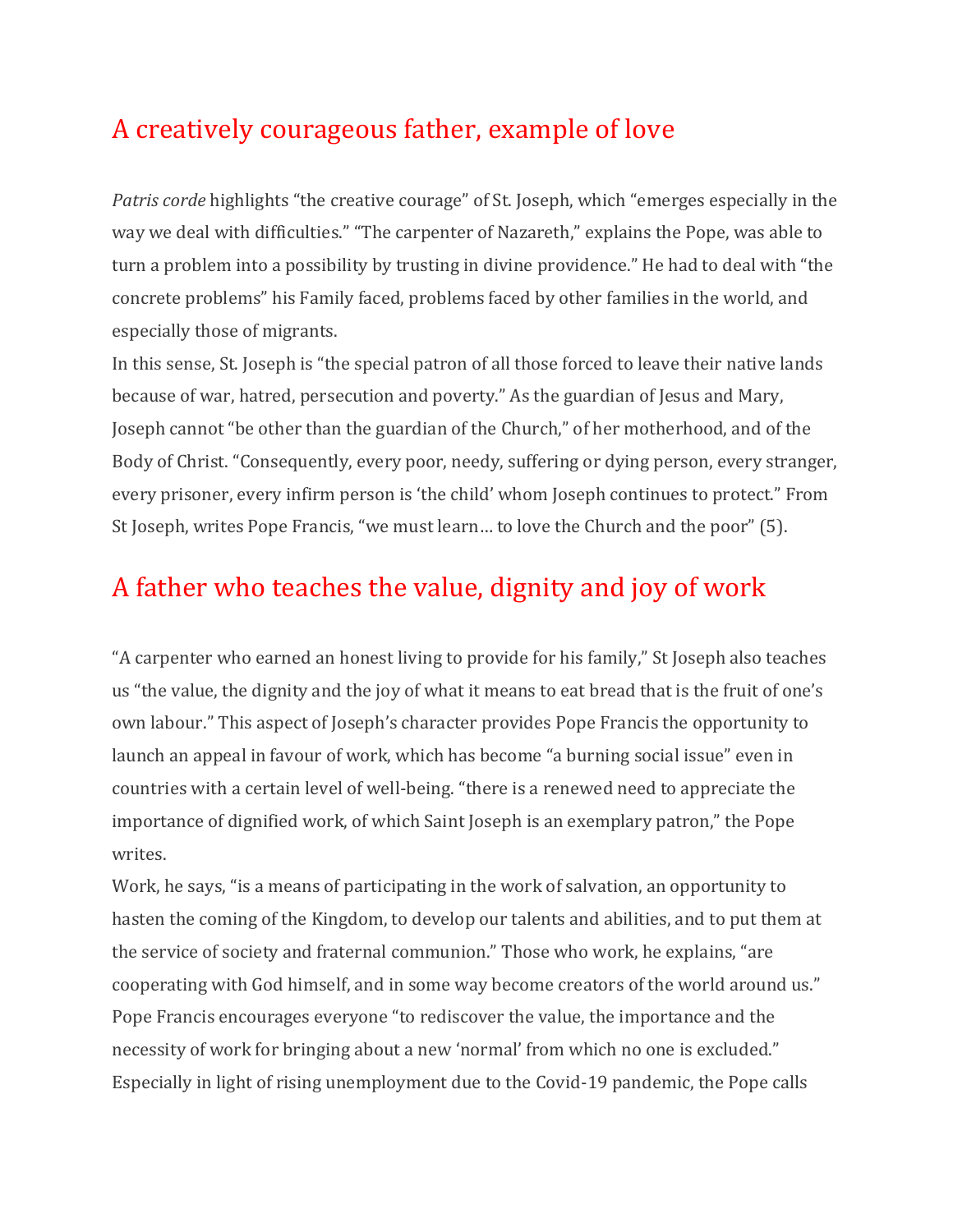## A creatively courageous father, example of love

*Patris corde* highlights "the creative courage" of St. Joseph, which "emerges especially in the way we deal with difficulties." "The carpenter of Nazareth," explains the Pope, was able to turn a problem into a possibility by trusting in divine providence." He had to deal with "the concrete problems" his Family faced, problems faced by other families in the world, and especially those of migrants.

In this sense, St. Joseph is "the special patron of all those forced to leave their native lands because of war, hatred, persecution and poverty." As the guardian of Jesus and Mary, Joseph cannot "be other than the guardian of the Church," of her motherhood, and of the Body of Christ. "Consequently, every poor, needy, suffering or dying person, every stranger, every prisoner, every infirm person is 'the child' whom Joseph continues to protect." From St Joseph, writes Pope Francis, "we must learn… to love the Church and the poor" (5).

## A father who teaches the value, dignity and joy of work

"A carpenter who earned an honest living to provide for his family," St Joseph also teaches us "the value, the dignity and the joy of what it means to eat bread that is the fruit of one's own labour." This aspect of Joseph's character provides Pope Francis the opportunity to launch an appeal in favour of work, which has become "a burning social issue" even in countries with a certain level of well-being. "there is a renewed need to appreciate the importance of dignified work, of which Saint Joseph is an exemplary patron," the Pope writes.

Work, he says, "is a means of participating in the work of salvation, an opportunity to hasten the coming of the Kingdom, to develop our talents and abilities, and to put them at the service of society and fraternal communion." Those who work, he explains, "are cooperating with God himself, and in some way become creators of the world around us." Pope Francis encourages everyone "to rediscover the value, the importance and the necessity of work for bringing about a new 'normal' from which no one is excluded." Especially in light of rising unemployment due to the Covid-19 pandemic, the Pope calls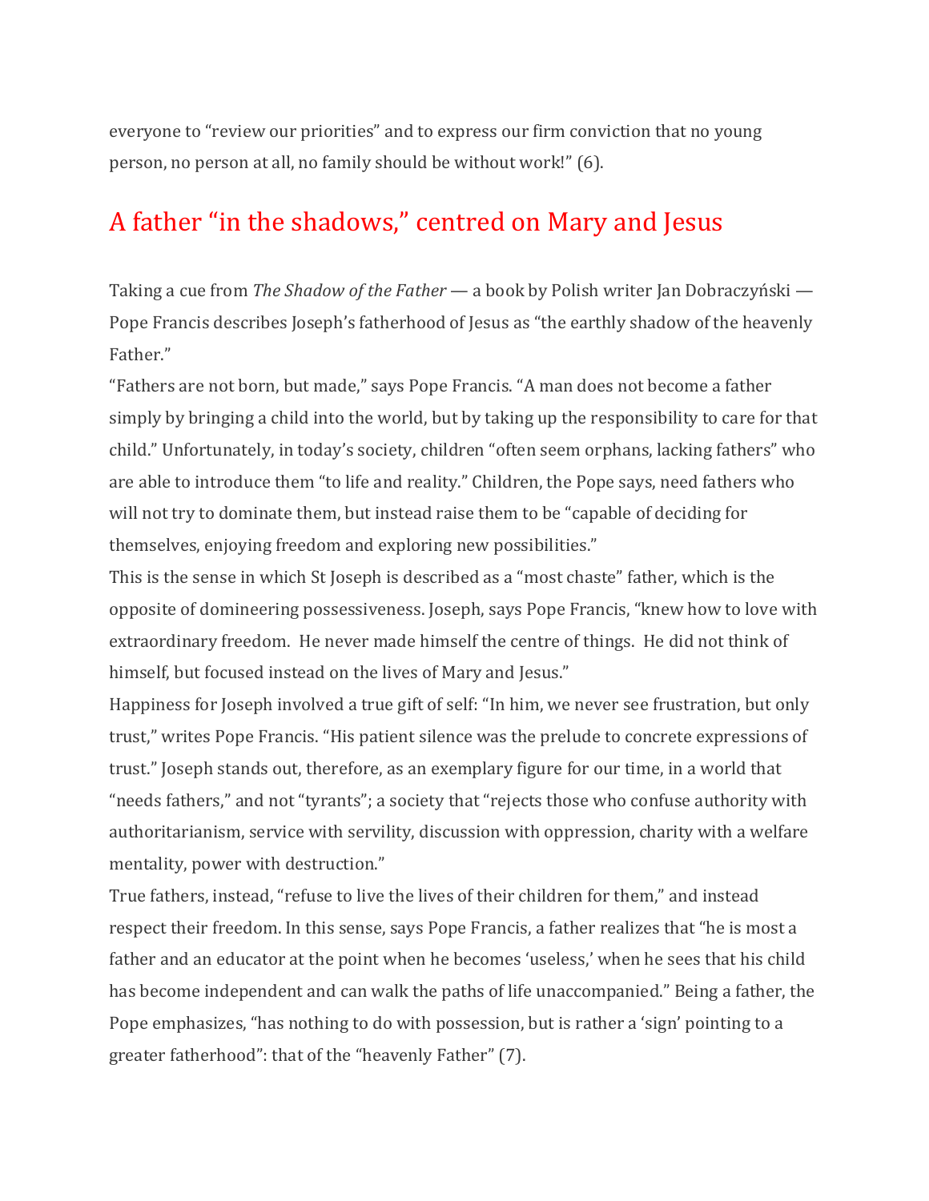everyone to “review our priorities” and to express our firm conviction that no young person, no person at all, no family should be without work!” (6).

## A father “in the shadows,” centred on Mary and Jesus

Taking a cue from *The Shadow of the Father* — a book by Polish writer Jan Dobraczyński — Pope Francis describes Joseph’s fatherhood of Jesus as “the earthly shadow of the heavenly Father.”

“Fathers are not born, but made,” says Pope Francis. “A man does not become a father simply by bringing a child into the world, but by taking up the responsibility to care for that child.” Unfortunately, in today’s society, children “often seem orphans, lacking fathers” who are able to introduce them “to life and reality.” Children, the Pope says, need fathers who will not try to dominate them, but instead raise them to be “capable of deciding for themselves, enjoying freedom and exploring new possibilities.”

This is the sense in which St Joseph is described as a “most chaste” father, which is the opposite of domineering possessiveness. Joseph, says Pope Francis, “knew how to love with extraordinary freedom. He never made himself the centre of things. He did not think of himself, but focused instead on the lives of Mary and Jesus.”

Happiness for Joseph involved a true gift of self: “In him, we never see frustration, but only trust,” writes Pope Francis. “His patient silence was the prelude to concrete expressions of trust.” Joseph stands out, therefore, as an exemplary figure for our time, in a world that “needs fathers,” and not “tyrants”; a society that “rejects those who confuse authority with authoritarianism, service with servility, discussion with oppression, charity with a welfare mentality, power with destruction.”

True fathers, instead, “refuse to live the lives of their children for them,” and instead respect their freedom. In this sense, says Pope Francis, a father realizes that “he is most a father and an educator at the point when he becomes ‘useless,’ when he sees that his child has become independent and can walk the paths of life unaccompanied.” Being a father, the Pope emphasizes, “has nothing to do with possession, but is rather a ‘sign’ pointing to a greater fatherhood”: that of the “heavenly Father” (7).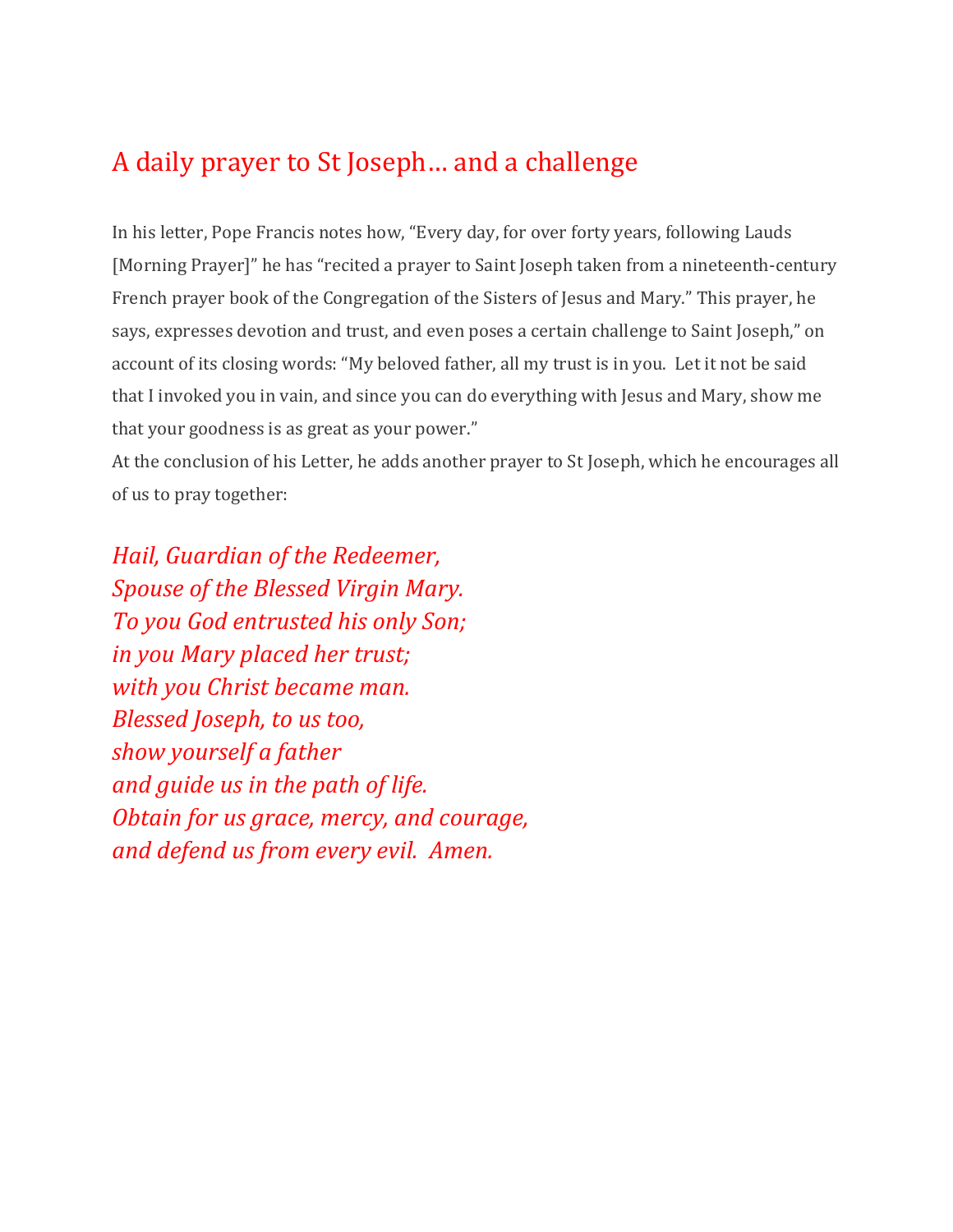## A daily prayer to St Joseph… and a challenge

In his letter, Pope Francis notes how, "Every day, for over forty years, following Lauds [Morning Prayer]" he has "recited a prayer to Saint Joseph taken from a nineteenth-century French prayer book of the Congregation of the Sisters of Jesus and Mary." This prayer, he says, expresses devotion and trust, and even poses a certain challenge to Saint Joseph," on account of its closing words: "My beloved father, all my trust is in you. Let it not be said that I invoked you in vain, and since you can do everything with Jesus and Mary, show me that your goodness is as great as your power."

At the conclusion of his Letter, he adds another prayer to St Joseph, which he encourages all of us to pray together:

*Hail, Guardian of the Redeemer,*
*Spouse of the Blessed Virgin Mary.*
*To you God entrusted his only Son;*
*in you Mary placed her trust;*
*with you Christ became man.*
*Blessed Joseph, to us too,*
*show yourself a father*
*and guide us in the path of life.*
*Obtain for us grace, mercy, and courage,*
*and defend us from every evil. Amen.*